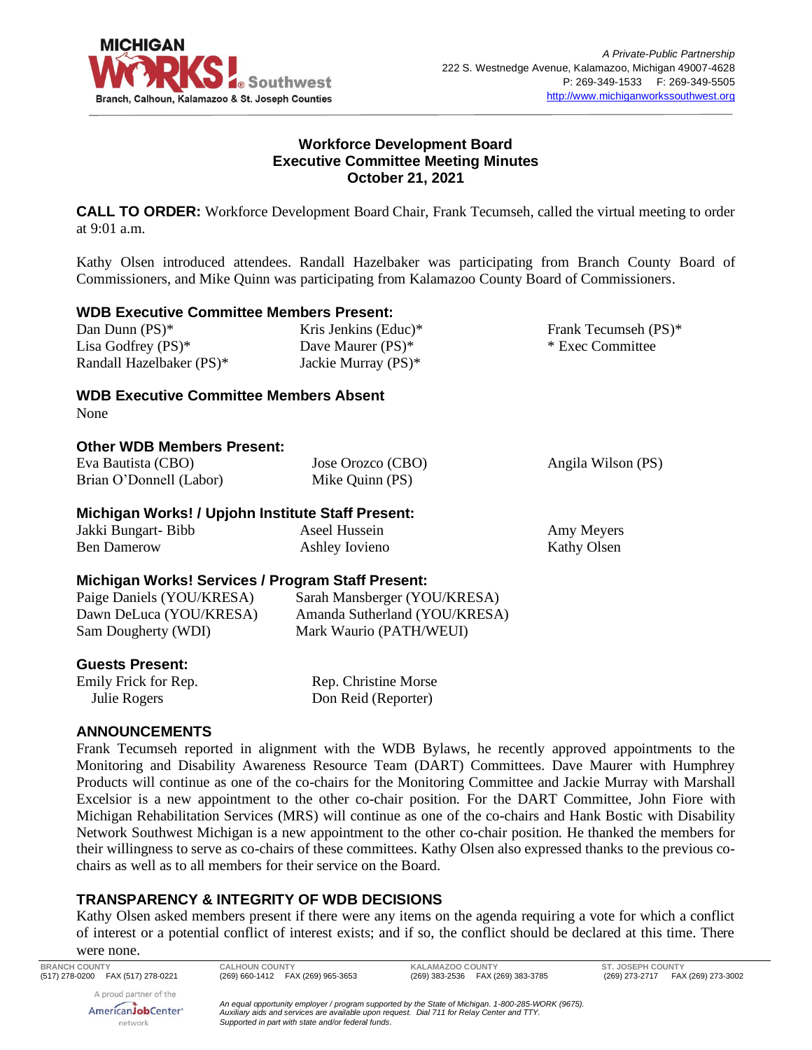# Workforce Development Board
## Executive Committee Meeting Minutes
### October 21, 2021

**CALL TO ORDER:** Workforce Development Board Chair, Frank Tecumseh, called the virtual meeting to order at 9:01 a.m.

Kathy Olsen introduced attendees. Randall Hazelbaker was participating from Branch County Board of Commissioners, and Mike Quinn was participating from Kalamazoo County Board of Commissioners.

### WDB Executive Committee Members Present:

Dan Dunn (PS)*
Lisa Godfrey (PS)*
Randall Hazelbaker (PS)*
Kris Jenkins (Educ)*
Dave Maurer (PS)*
Jackie Murray (PS)*
Frank Tecumseh (PS)*
* Exec Committee

### WDB Executive Committee Members Absent

None

### Other WDB Members Present:

Eva Bautista (CBO)
Brian O'Donnell (Labor)
Jose Orozco (CBO)
Mike Quinn (PS)
Angila Wilson (PS)

### Michigan Works! / Upjohn Institute Staff Present:

Jakki Bungart- Bibb
Ben Damerow
Aseel Hussein
Ashley Iovieno
Amy Meyers
Kathy Olsen

### Michigan Works! Services / Program Staff Present:

Paige Daniels (YOU/KRESA)
Dawn DeLuca (YOU/KRESA)
Sam Dougherty (WDI)
Sarah Mansberger (YOU/KRESA)
Amanda Sutherland (YOU/KRESA)
Mark Waurio (PATH/WEUI)

### Guests Present:

Emily Frick for Rep. Julie Rogers
Rep. Christine Morse
Don Reid (Reporter)

### ANNOUNCEMENTS

Frank Tecumseh reported in alignment with the WDB Bylaws, he recently approved appointments to the Monitoring and Disability Awareness Resource Team (DART) Committees. Dave Maurer with Humphrey Products will continue as one of the co-chairs for the Monitoring Committee and Jackie Murray with Marshall Excelsior is a new appointment to the other co-chair position. For the DART Committee, John Fiore with Michigan Rehabilitation Services (MRS) will continue as one of the co-chairs and Hank Bostic with Disability Network Southwest Michigan is a new appointment to the other co-chair position. He thanked the members for their willingness to serve as co-chairs of these committees. Kathy Olsen also expressed thanks to the previous co-chairs as well as to all members for their service on the Board.

### TRANSPARENCY & INTEGRITY OF WDB DECISIONS

Kathy Olsen asked members present if there were any items on the agenda requiring a vote for which a conflict of interest or a potential conflict of interest exists; and if so, the conflict should be declared at this time. There were none.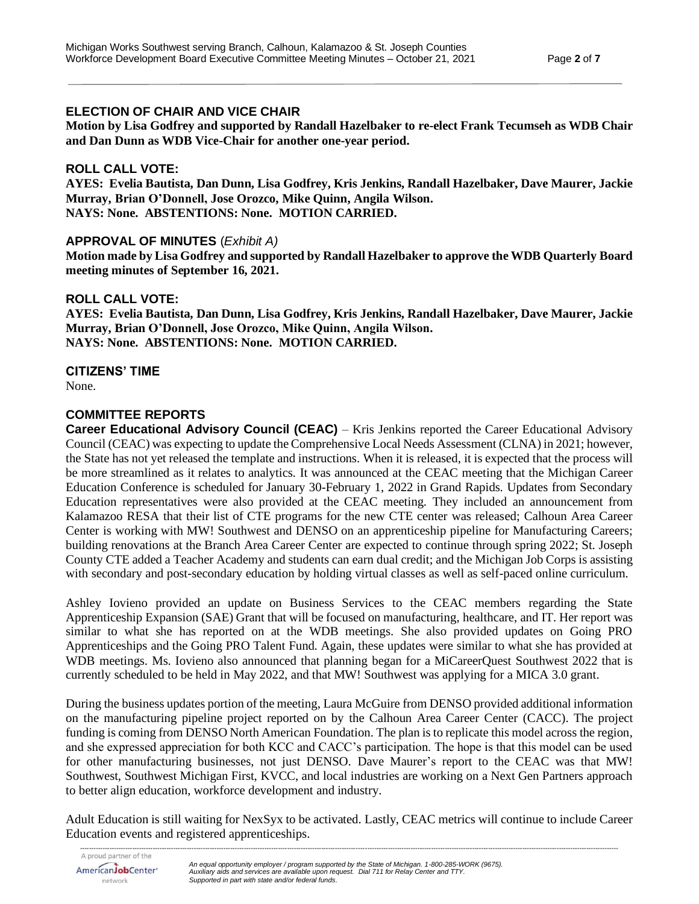## ELECTION OF CHAIR AND VICE CHAIR

**Motion by Lisa Godfrey and supported by Randall Hazelbaker to re-elect Frank Tecumseh as WDB Chair and Dan Dunn as WDB Vice-Chair for another one-year period.**

## ROLL CALL VOTE:

**AYES: Evelia Bautista, Dan Dunn, Lisa Godfrey, Kris Jenkins, Randall Hazelbaker, Dave Maurer, Jackie Murray, Brian O'Donnell, Jose Orozco, Mike Quinn, Angila Wilson.**
**NAYS: None. ABSTENTIONS: None. MOTION CARRIED.**

## APPROVAL OF MINUTES (*Exhibit A)*

**Motion made by Lisa Godfrey and supported by Randall Hazelbaker to approve the WDB Quarterly Board meeting minutes of September 16, 2021.**

## ROLL CALL VOTE:

**AYES: Evelia Bautista, Dan Dunn, Lisa Godfrey, Kris Jenkins, Randall Hazelbaker, Dave Maurer, Jackie Murray, Brian O'Donnell, Jose Orozco, Mike Quinn, Angila Wilson.**
**NAYS: None. ABSTENTIONS: None. MOTION CARRIED.**

## CITIZENS' TIME

None.

## COMMITTEE REPORTS

**Career Educational Advisory Council (CEAC)** – Kris Jenkins reported the Career Educational Advisory Council (CEAC) was expecting to update the Comprehensive Local Needs Assessment (CLNA) in 2021; however, the State has not yet released the template and instructions. When it is released, it is expected that the process will be more streamlined as it relates to analytics. It was announced at the CEAC meeting that the Michigan Career Education Conference is scheduled for January 30-February 1, 2022 in Grand Rapids. Updates from Secondary Education representatives were also provided at the CEAC meeting. They included an announcement from Kalamazoo RESA that their list of CTE programs for the new CTE center was released; Calhoun Area Career Center is working with MW! Southwest and DENSO on an apprenticeship pipeline for Manufacturing Careers; building renovations at the Branch Area Career Center are expected to continue through spring 2022; St. Joseph County CTE added a Teacher Academy and students can earn dual credit; and the Michigan Job Corps is assisting with secondary and post-secondary education by holding virtual classes as well as self-paced online curriculum.

Ashley Iovieno provided an update on Business Services to the CEAC members regarding the State Apprenticeship Expansion (SAE) Grant that will be focused on manufacturing, healthcare, and IT. Her report was similar to what she has reported on at the WDB meetings. She also provided updates on Going PRO Apprenticeships and the Going PRO Talent Fund. Again, these updates were similar to what she has provided at WDB meetings. Ms. Iovieno also announced that planning began for a MiCareerQuest Southwest 2022 that is currently scheduled to be held in May 2022, and that MW! Southwest was applying for a MICA 3.0 grant.

During the business updates portion of the meeting, Laura McGuire from DENSO provided additional information on the manufacturing pipeline project reported on by the Calhoun Area Career Center (CACC). The project funding is coming from DENSO North American Foundation. The plan is to replicate this model across the region, and she expressed appreciation for both KCC and CACC's participation. The hope is that this model can be used for other manufacturing businesses, not just DENSO. Dave Maurer's report to the CEAC was that MW! Southwest, Southwest Michigan First, KVCC, and local industries are working on a Next Gen Partners approach to better align education, workforce development and industry.

Adult Education is still waiting for NexSyx to be activated. Lastly, CEAC metrics will continue to include Career Education events and registered apprenticeships.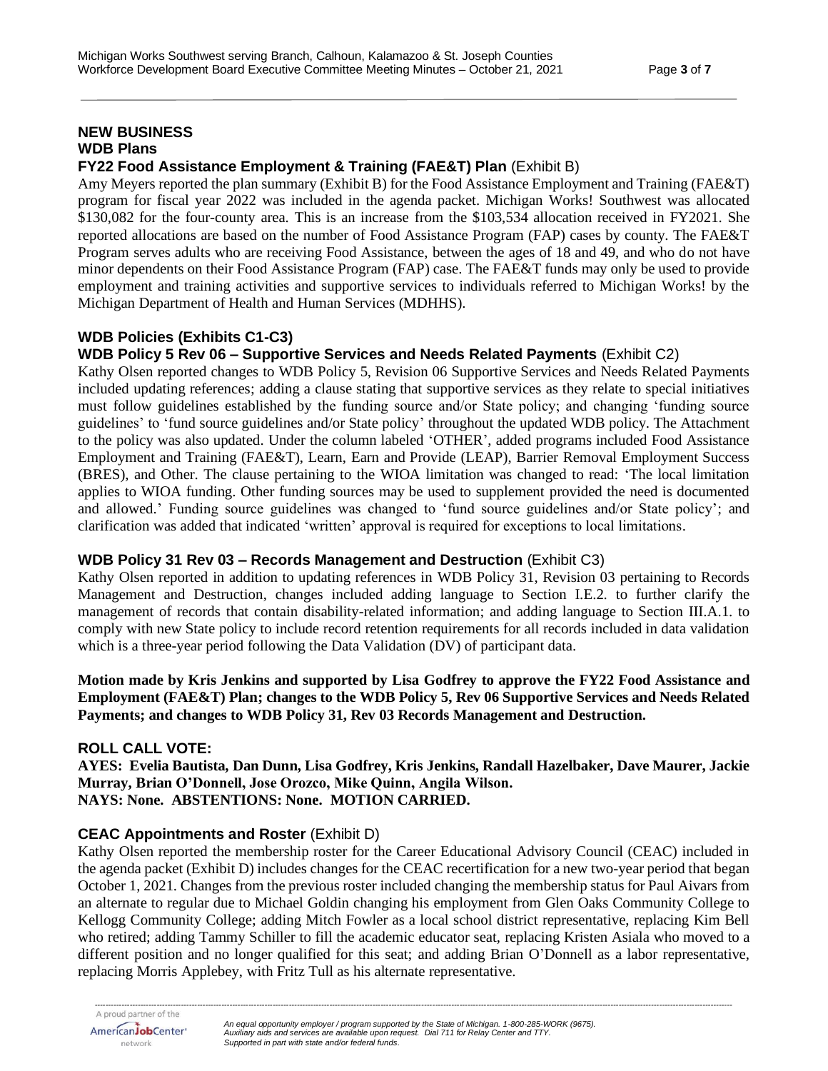## NEW BUSINESS

### WDB Plans

### FY22 Food Assistance Employment & Training (FAE&T) Plan (Exhibit B)

Amy Meyers reported the plan summary (Exhibit B) for the Food Assistance Employment and Training (FAE&T) program for fiscal year 2022 was included in the agenda packet. Michigan Works! Southwest was allocated \$130,082 for the four-county area. This is an increase from the \$103,534 allocation received in FY2021. She reported allocations are based on the number of Food Assistance Program (FAP) cases by county. The FAE&T Program serves adults who are receiving Food Assistance, between the ages of 18 and 49, and who do not have minor dependents on their Food Assistance Program (FAP) case. The FAE&T funds may only be used to provide employment and training activities and supportive services to individuals referred to Michigan Works! by the Michigan Department of Health and Human Services (MDHHS).

### WDB Policies (Exhibits C1-C3)

### WDB Policy 5 Rev 06 – Supportive Services and Needs Related Payments (Exhibit C2)

Kathy Olsen reported changes to WDB Policy 5, Revision 06 Supportive Services and Needs Related Payments included updating references; adding a clause stating that supportive services as they relate to special initiatives must follow guidelines established by the funding source and/or State policy; and changing 'funding source guidelines' to 'fund source guidelines and/or State policy' throughout the updated WDB policy. The Attachment to the policy was also updated. Under the column labeled 'OTHER', added programs included Food Assistance Employment and Training (FAE&T), Learn, Earn and Provide (LEAP), Barrier Removal Employment Success (BRES), and Other. The clause pertaining to the WIOA limitation was changed to read: 'The local limitation applies to WIOA funding. Other funding sources may be used to supplement provided the need is documented and allowed.' Funding source guidelines was changed to 'fund source guidelines and/or State policy'; and clarification was added that indicated 'written' approval is required for exceptions to local limitations.

### WDB Policy 31 Rev 03 – Records Management and Destruction (Exhibit C3)

Kathy Olsen reported in addition to updating references in WDB Policy 31, Revision 03 pertaining to Records Management and Destruction, changes included adding language to Section I.E.2. to further clarify the management of records that contain disability-related information; and adding language to Section III.A.1. to comply with new State policy to include record retention requirements for all records included in data validation which is a three-year period following the Data Validation (DV) of participant data.

**Motion made by Kris Jenkins and supported by Lisa Godfrey to approve the FY22 Food Assistance and Employment (FAE&T) Plan; changes to the WDB Policy 5, Rev 06 Supportive Services and Needs Related Payments; and changes to WDB Policy 31, Rev 03 Records Management and Destruction.**

### ROLL CALL VOTE:

**AYES: Evelia Bautista, Dan Dunn, Lisa Godfrey, Kris Jenkins, Randall Hazelbaker, Dave Maurer, Jackie Murray, Brian O'Donnell, Jose Orozco, Mike Quinn, Angila Wilson.**
**NAYS: None. ABSTENTIONS: None. MOTION CARRIED.**

### CEAC Appointments and Roster (Exhibit D)

Kathy Olsen reported the membership roster for the Career Educational Advisory Council (CEAC) included in the agenda packet (Exhibit D) includes changes for the CEAC recertification for a new two-year period that began October 1, 2021. Changes from the previous roster included changing the membership status for Paul Aivars from an alternate to regular due to Michael Goldin changing his employment from Glen Oaks Community College to Kellogg Community College; adding Mitch Fowler as a local school district representative, replacing Kim Bell who retired; adding Tammy Schiller to fill the academic educator seat, replacing Kristen Asiala who moved to a different position and no longer qualified for this seat; and adding Brian O'Donnell as a labor representative, replacing Morris Applebey, with Fritz Tull as his alternate representative.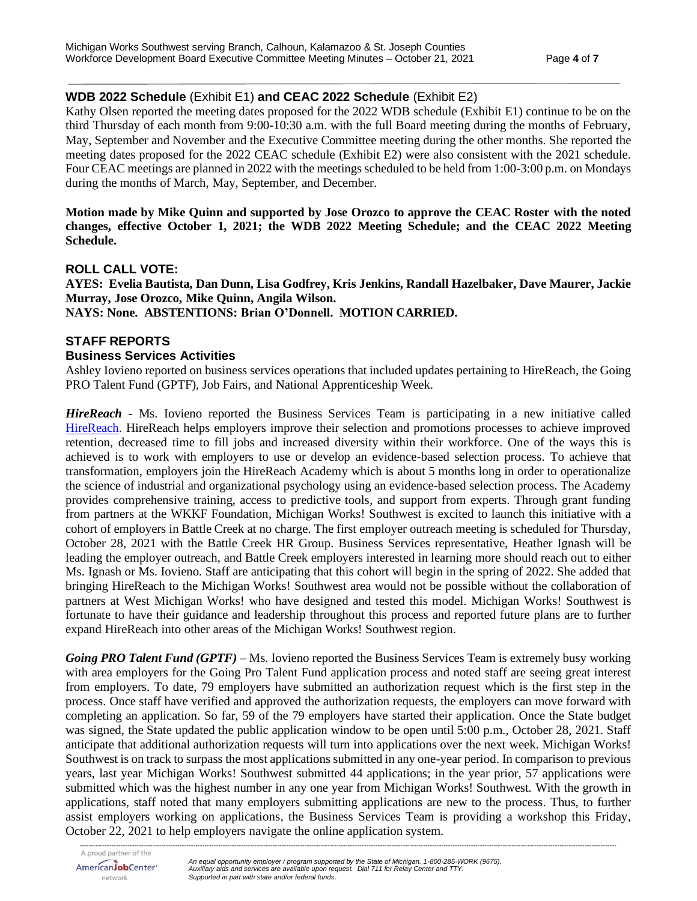**WDB 2022 Schedule** (Exhibit E1) **and CEAC 2022 Schedule** (Exhibit E2)

Kathy Olsen reported the meeting dates proposed for the 2022 WDB schedule (Exhibit E1) continue to be on the third Thursday of each month from 9:00-10:30 a.m. with the full Board meeting during the months of February, May, September and November and the Executive Committee meeting during the other months. She reported the meeting dates proposed for the 2022 CEAC schedule (Exhibit E2) were also consistent with the 2021 schedule. Four CEAC meetings are planned in 2022 with the meetings scheduled to be held from 1:00-3:00 p.m. on Mondays during the months of March, May, September, and December.

**Motion made by Mike Quinn and supported by Jose Orozco to approve the CEAC Roster with the noted changes, effective October 1, 2021; the WDB 2022 Meeting Schedule; and the CEAC 2022 Meeting Schedule.**

**ROLL CALL VOTE:**

**AYES: Evelia Bautista, Dan Dunn, Lisa Godfrey, Kris Jenkins, Randall Hazelbaker, Dave Maurer, Jackie Murray, Jose Orozco, Mike Quinn, Angila Wilson.**
**NAYS: None. ABSTENTIONS: Brian O'Donnell. MOTION CARRIED.**

## STAFF REPORTS

### Business Services Activities

Ashley Iovieno reported on business services operations that included updates pertaining to HireReach, the Going PRO Talent Fund (GPTF), Job Fairs, and National Apprenticeship Week.

***HireReach*** - Ms. Iovieno reported the Business Services Team is participating in a new initiative called HireReach. HireReach helps employers improve their selection and promotions processes to achieve improved retention, decreased time to fill jobs and increased diversity within their workforce. One of the ways this is achieved is to work with employers to use or develop an evidence-based selection process. To achieve that transformation, employers join the HireReach Academy which is about 5 months long in order to operationalize the science of industrial and organizational psychology using an evidence-based selection process. The Academy provides comprehensive training, access to predictive tools, and support from experts. Through grant funding from partners at the WKKF Foundation, Michigan Works! Southwest is excited to launch this initiative with a cohort of employers in Battle Creek at no charge. The first employer outreach meeting is scheduled for Thursday, October 28, 2021 with the Battle Creek HR Group. Business Services representative, Heather Ignash will be leading the employer outreach, and Battle Creek employers interested in learning more should reach out to either Ms. Ignash or Ms. Iovieno. Staff are anticipating that this cohort will begin in the spring of 2022. She added that bringing HireReach to the Michigan Works! Southwest area would not be possible without the collaboration of partners at West Michigan Works! who have designed and tested this model. Michigan Works! Southwest is fortunate to have their guidance and leadership throughout this process and reported future plans are to further expand HireReach into other areas of the Michigan Works! Southwest region.

***Going PRO Talent Fund (GPTF)*** – Ms. Iovieno reported the Business Services Team is extremely busy working with area employers for the Going Pro Talent Fund application process and noted staff are seeing great interest from employers. To date, 79 employers have submitted an authorization request which is the first step in the process. Once staff have verified and approved the authorization requests, the employers can move forward with completing an application. So far, 59 of the 79 employers have started their application. Once the State budget was signed, the State updated the public application window to be open until 5:00 p.m., October 28, 2021. Staff anticipate that additional authorization requests will turn into applications over the next week. Michigan Works! Southwest is on track to surpass the most applications submitted in any one-year period. In comparison to previous years, last year Michigan Works! Southwest submitted 44 applications; in the year prior, 57 applications were submitted which was the highest number in any one year from Michigan Works! Southwest. With the growth in applications, staff noted that many employers submitting applications are new to the process. Thus, to further assist employers working on applications, the Business Services Team is providing a workshop this Friday, October 22, 2021 to help employers navigate the online application system.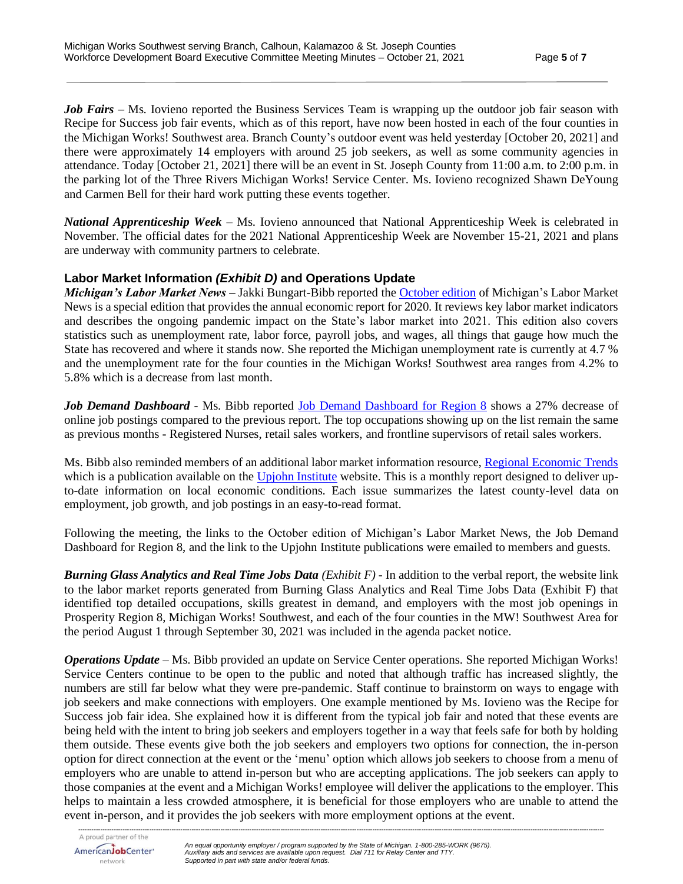***Job Fairs*** – Ms. Iovieno reported the Business Services Team is wrapping up the outdoor job fair season with Recipe for Success job fair events, which as of this report, have now been hosted in each of the four counties in the Michigan Works! Southwest area. Branch County's outdoor event was held yesterday [October 20, 2021] and there were approximately 14 employers with around 25 job seekers, as well as some community agencies in attendance. Today [October 21, 2021] there will be an event in St. Joseph County from 11:00 a.m. to 2:00 p.m. in the parking lot of the Three Rivers Michigan Works! Service Center. Ms. Iovieno recognized Shawn DeYoung and Carmen Bell for their hard work putting these events together.

***National Apprenticeship Week*** – Ms. Iovieno announced that National Apprenticeship Week is celebrated in November. The official dates for the 2021 National Apprenticeship Week are November 15-21, 2021 and plans are underway with community partners to celebrate.

## Labor Market Information *(Exhibit D)* and Operations Update

***Michigan's Labor Market News*** – Jakki Bungart-Bibb reported the October edition of Michigan's Labor Market News is a special edition that provides the annual economic report for 2020. It reviews key labor market indicators and describes the ongoing pandemic impact on the State's labor market into 2021. This edition also covers statistics such as unemployment rate, labor force, payroll jobs, and wages, all things that gauge how much the State has recovered and where it stands now. She reported the Michigan unemployment rate is currently at 4.7 % and the unemployment rate for the four counties in the Michigan Works! Southwest area ranges from 4.2% to 5.8% which is a decrease from last month.

***Job Demand Dashboard*** - Ms. Bibb reported Job Demand Dashboard for Region 8 shows a 27% decrease of online job postings compared to the previous report. The top occupations showing up on the list remain the same as previous months - Registered Nurses, retail sales workers, and frontline supervisors of retail sales workers.

Ms. Bibb also reminded members of an additional labor market information resource, Regional Economic Trends which is a publication available on the Upjohn Institute website. This is a monthly report designed to deliver up-to-date information on local economic conditions. Each issue summarizes the latest county-level data on employment, job growth, and job postings in an easy-to-read format.

Following the meeting, the links to the October edition of Michigan's Labor Market News, the Job Demand Dashboard for Region 8, and the link to the Upjohn Institute publications were emailed to members and guests.

***Burning Glass Analytics and Real Time Jobs Data*** *(Exhibit F)* - In addition to the verbal report, the website link to the labor market reports generated from Burning Glass Analytics and Real Time Jobs Data (Exhibit F) that identified top detailed occupations, skills greatest in demand, and employers with the most job openings in Prosperity Region 8, Michigan Works! Southwest, and each of the four counties in the MW! Southwest Area for the period August 1 through September 30, 2021 was included in the agenda packet notice.

***Operations Update*** – Ms. Bibb provided an update on Service Center operations. She reported Michigan Works! Service Centers continue to be open to the public and noted that although traffic has increased slightly, the numbers are still far below what they were pre-pandemic. Staff continue to brainstorm on ways to engage with job seekers and make connections with employers. One example mentioned by Ms. Iovieno was the Recipe for Success job fair idea. She explained how it is different from the typical job fair and noted that these events are being held with the intent to bring job seekers and employers together in a way that feels safe for both by holding them outside. These events give both the job seekers and employers two options for connection, the in-person option for direct connection at the event or the 'menu' option which allows job seekers to choose from a menu of employers who are unable to attend in-person but who are accepting applications. The job seekers can apply to those companies at the event and a Michigan Works! employee will deliver the applications to the employer. This helps to maintain a less crowded atmosphere, it is beneficial for those employers who are unable to attend the event in-person, and it provides the job seekers with more employment options at the event.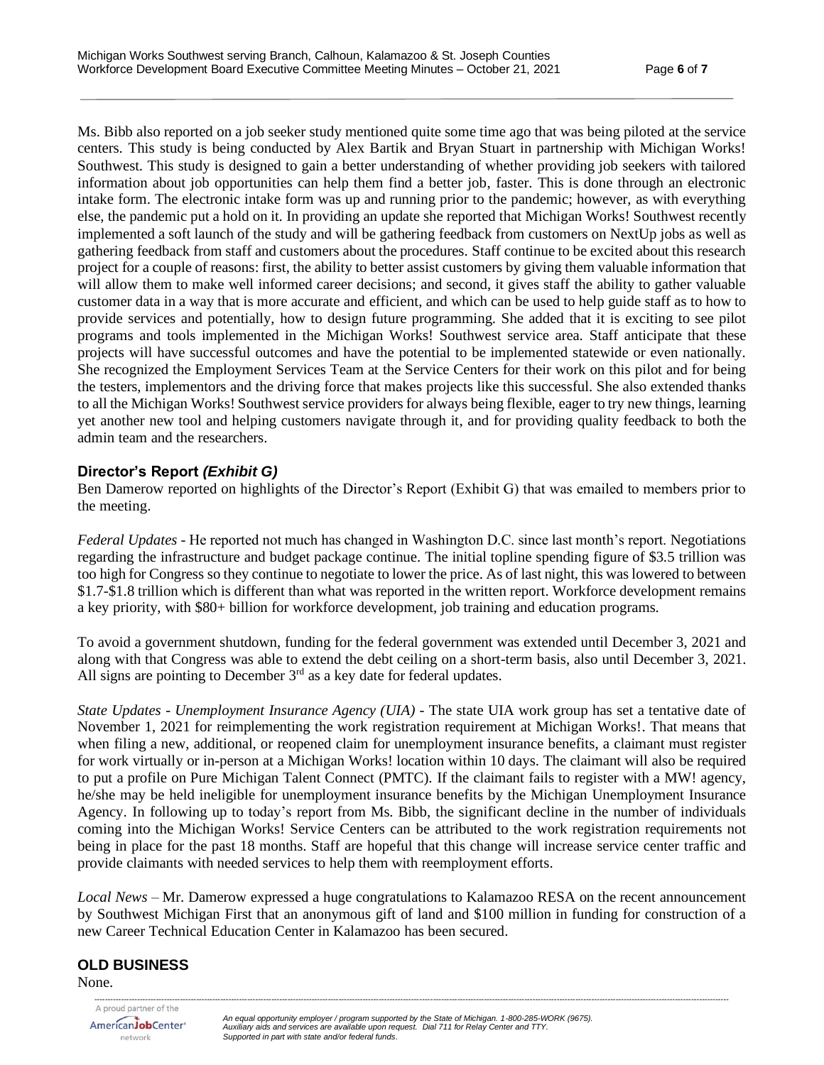Ms. Bibb also reported on a job seeker study mentioned quite some time ago that was being piloted at the service centers. This study is being conducted by Alex Bartik and Bryan Stuart in partnership with Michigan Works! Southwest. This study is designed to gain a better understanding of whether providing job seekers with tailored information about job opportunities can help them find a better job, faster. This is done through an electronic intake form. The electronic intake form was up and running prior to the pandemic; however, as with everything else, the pandemic put a hold on it. In providing an update she reported that Michigan Works! Southwest recently implemented a soft launch of the study and will be gathering feedback from customers on NextUp jobs as well as gathering feedback from staff and customers about the procedures. Staff continue to be excited about this research project for a couple of reasons: first, the ability to better assist customers by giving them valuable information that will allow them to make well informed career decisions; and second, it gives staff the ability to gather valuable customer data in a way that is more accurate and efficient, and which can be used to help guide staff as to how to provide services and potentially, how to design future programming. She added that it is exciting to see pilot programs and tools implemented in the Michigan Works! Southwest service area. Staff anticipate that these projects will have successful outcomes and have the potential to be implemented statewide or even nationally. She recognized the Employment Services Team at the Service Centers for their work on this pilot and for being the testers, implementors and the driving force that makes projects like this successful. She also extended thanks to all the Michigan Works! Southwest service providers for always being flexible, eager to try new things, learning yet another new tool and helping customers navigate through it, and for providing quality feedback to both the admin team and the researchers.

### Director's Report *(Exhibit G)*

Ben Damerow reported on highlights of the Director's Report (Exhibit G) that was emailed to members prior to the meeting.

*Federal Updates* - He reported not much has changed in Washington D.C. since last month's report. Negotiations regarding the infrastructure and budget package continue. The initial topline spending figure of $3.5 trillion was too high for Congress so they continue to negotiate to lower the price. As of last night, this was lowered to between $1.7-$1.8 trillion which is different than what was reported in the written report. Workforce development remains a key priority, with $80+ billion for workforce development, job training and education programs.

To avoid a government shutdown, funding for the federal government was extended until December 3, 2021 and along with that Congress was able to extend the debt ceiling on a short-term basis, also until December 3, 2021. All signs are pointing to December 3rd as a key date for federal updates.

*State Updates - Unemployment Insurance Agency (UIA)* - The state UIA work group has set a tentative date of November 1, 2021 for reimplementing the work registration requirement at Michigan Works!. That means that when filing a new, additional, or reopened claim for unemployment insurance benefits, a claimant must register for work virtually or in-person at a Michigan Works! location within 10 days. The claimant will also be required to put a profile on Pure Michigan Talent Connect (PMTC). If the claimant fails to register with a MW! agency, he/she may be held ineligible for unemployment insurance benefits by the Michigan Unemployment Insurance Agency. In following up to today's report from Ms. Bibb, the significant decline in the number of individuals coming into the Michigan Works! Service Centers can be attributed to the work registration requirements not being in place for the past 18 months. Staff are hopeful that this change will increase service center traffic and provide claimants with needed services to help them with reemployment efforts.

*Local News* – Mr. Damerow expressed a huge congratulations to Kalamazoo RESA on the recent announcement by Southwest Michigan First that an anonymous gift of land and $100 million in funding for construction of a new Career Technical Education Center in Kalamazoo has been secured.

## OLD BUSINESS

None.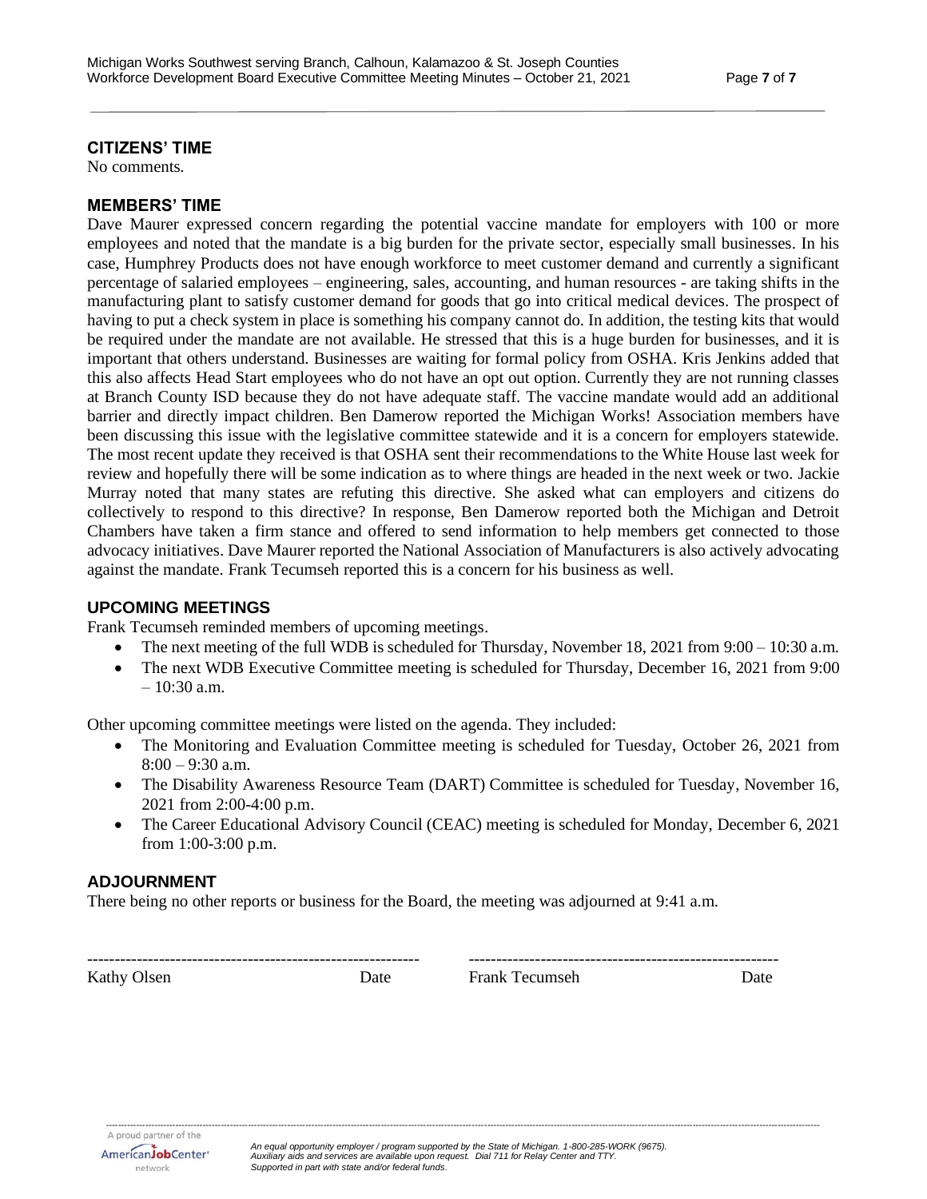## CITIZENS' TIME

No comments.

## MEMBERS' TIME

Dave Maurer expressed concern regarding the potential vaccine mandate for employers with 100 or more employees and noted that the mandate is a big burden for the private sector, especially small businesses. In his case, Humphrey Products does not have enough workforce to meet customer demand and currently a significant percentage of salaried employees – engineering, sales, accounting, and human resources - are taking shifts in the manufacturing plant to satisfy customer demand for goods that go into critical medical devices. The prospect of having to put a check system in place is something his company cannot do. In addition, the testing kits that would be required under the mandate are not available. He stressed that this is a huge burden for businesses, and it is important that others understand. Businesses are waiting for formal policy from OSHA. Kris Jenkins added that this also affects Head Start employees who do not have an opt out option. Currently they are not running classes at Branch County ISD because they do not have adequate staff. The vaccine mandate would add an additional barrier and directly impact children. Ben Damerow reported the Michigan Works! Association members have been discussing this issue with the legislative committee statewide and it is a concern for employers statewide. The most recent update they received is that OSHA sent their recommendations to the White House last week for review and hopefully there will be some indication as to where things are headed in the next week or two. Jackie Murray noted that many states are refuting this directive. She asked what can employers and citizens do collectively to respond to this directive? In response, Ben Damerow reported both the Michigan and Detroit Chambers have taken a firm stance and offered to send information to help members get connected to those advocacy initiatives. Dave Maurer reported the National Association of Manufacturers is also actively advocating against the mandate. Frank Tecumseh reported this is a concern for his business as well.

## UPCOMING MEETINGS

Frank Tecumseh reminded members of upcoming meetings.

- The next meeting of the full WDB is scheduled for Thursday, November 18, 2021 from 9:00 – 10:30 a.m.
- The next WDB Executive Committee meeting is scheduled for Thursday, December 16, 2021 from 9:00 – 10:30 a.m.

Other upcoming committee meetings were listed on the agenda. They included:

- The Monitoring and Evaluation Committee meeting is scheduled for Tuesday, October 26, 2021 from 8:00 – 9:30 a.m.
- The Disability Awareness Resource Team (DART) Committee is scheduled for Tuesday, November 16, 2021 from 2:00-4:00 p.m.
- The Career Educational Advisory Council (CEAC) meeting is scheduled for Monday, December 6, 2021 from 1:00-3:00 p.m.

## ADJOURNMENT

There being no other reports or business for the Board, the meeting was adjourned at 9:41 a.m.

| | | | |
|---|---|---|---|
| Kathy Olsen | Date | Frank Tecumseh | Date |

A proud partner of the AmericanJobCenter network

*An equal opportunity employer / program supported by the State of Michigan. 1-800-285-WORK (9675). Auxiliary aids and services are available upon request. Dial 711 for Relay Center and TTY. Supported in part with state and/or federal funds.*